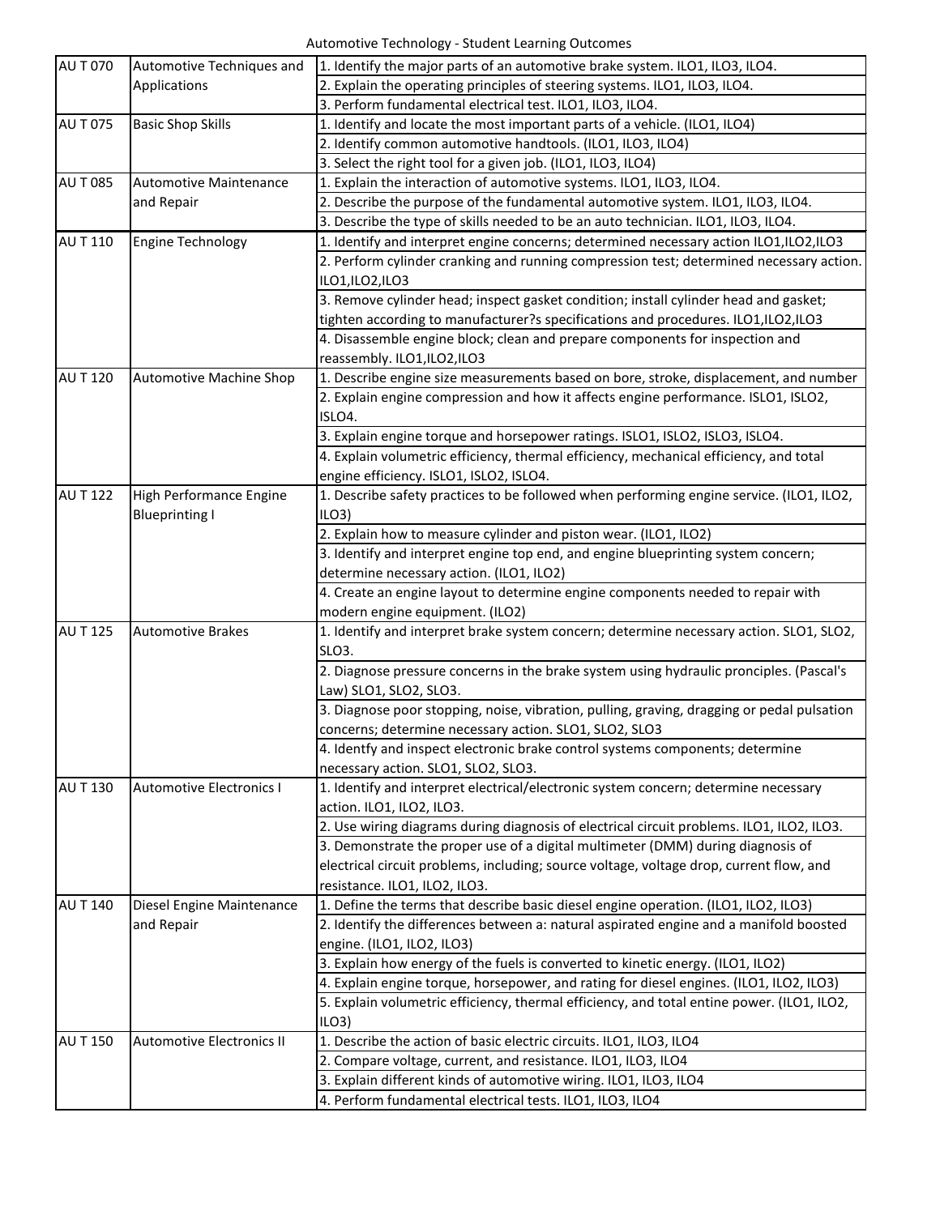# Automotive Technology - Student Learning Outcomes

| Course | Title | Student Learning Outcomes |
|---|---|---|
| AU T 070 | Automotive Techniques and Applications | 1. Identify the major parts of an automotive brake system. ILO1, ILO3, ILO4. |
| | | 2. Explain the operating principles of steering systems. ILO1, ILO3, ILO4. |
| | | 3. Perform fundamental electrical test. ILO1, ILO3, ILO4. |
| AU T 075 | Basic Shop Skills | 1. Identify and locate the most important parts of a vehicle. (ILO1, ILO4) |
| | | 2. Identify common automotive handtools. (ILO1, ILO3, ILO4) |
| | | 3. Select the right tool for a given job. (ILO1, ILO3, ILO4) |
| AU T 085 | Automotive Maintenance and Repair | 1. Explain the interaction of automotive systems. ILO1, ILO3, ILO4. |
| | | 2. Describe the purpose of the fundamental automotive system. ILO1, ILO3, ILO4. |
| | | 3. Describe the type of skills needed to be an auto technician. ILO1, ILO3, ILO4. |
| AU T 110 | Engine Technology | 1. Identify and interpret engine concerns; determined necessary action ILO1,ILO2,ILO3 |
| | | 2. Perform cylinder cranking and running compression test; determined necessary action. ILO1,ILO2,ILO3 |
| | | 3. Remove cylinder head; inspect gasket condition; install cylinder head and gasket; tighten according to manufacturer?s specifications and procedures. ILO1,ILO2,ILO3 |
| | | 4. Disassemble engine block; clean and prepare components for inspection and reassembly. ILO1,ILO2,ILO3 |
| AU T 120 | Automotive Machine Shop | 1. Describe engine size measurements based on bore, stroke, displacement, and number |
| | | 2. Explain engine compression and how it affects engine performance. ISLO1, ISLO2, ISLO4. |
| | | 3. Explain engine torque and horsepower ratings. ISLO1, ISLO2, ISLO3, ISLO4. |
| | | 4. Explain volumetric efficiency, thermal efficiency, mechanical efficiency, and total engine efficiency. ISLO1, ISLO2, ISLO4. |
| AU T 122 | High Performance Engine Blueprinting I | 1. Describe safety practices to be followed when performing engine service. (ILO1, ILO2, ILO3) |
| | | 2. Explain how to measure cylinder and piston wear. (ILO1, ILO2) |
| | | 3. Identify and interpret engine top end, and engine blueprinting system concern; determine necessary action. (ILO1, ILO2) |
| | | 4. Create an engine layout to determine engine components needed to repair with modern engine equipment. (ILO2) |
| AU T 125 | Automotive Brakes | 1. Identify and interpret brake system concern; determine necessary action. SLO1, SLO2, SLO3. |
| | | 2. Diagnose pressure concerns in the brake system using hydraulic pronciples. (Pascal's Law) SLO1, SLO2, SLO3. |
| | | 3. Diagnose poor stopping, noise, vibration, pulling, graving, dragging or pedal pulsation concerns; determine necessary action. SLO1, SLO2, SLO3 |
| | | 4. Identfy and inspect electronic brake control systems components; determine necessary action. SLO1, SLO2, SLO3. |
| AU T 130 | Automotive Electronics I | 1. Identify and interpret electrical/electronic system concern; determine necessary action. ILO1, ILO2, ILO3. |
| | | 2. Use wiring diagrams during diagnosis of electrical circuit problems. ILO1, ILO2, ILO3. |
| | | 3. Demonstrate the proper use of a digital multimeter (DMM) during diagnosis of electrical circuit problems, including; source voltage, voltage drop, current flow, and resistance. ILO1, ILO2, ILO3. |
| AU T 140 | Diesel Engine Maintenance and Repair | 1. Define the terms that describe basic diesel engine operation. (ILO1, ILO2, ILO3) |
| | | 2. Identify the differences between a: natural aspirated engine and a manifold boosted engine. (ILO1, ILO2, ILO3) |
| | | 3. Explain how energy of the fuels is converted to kinetic energy. (ILO1, ILO2) |
| | | 4. Explain engine torque, horsepower, and rating for diesel engines. (ILO1, ILO2, ILO3) |
| | | 5. Explain volumetric efficiency, thermal efficiency, and total entine power. (ILO1, ILO2, ILO3) |
| AU T 150 | Automotive Electronics II | 1. Describe the action of basic electric circuits. ILO1, ILO3, ILO4 |
| | | 2. Compare voltage, current, and resistance. ILO1, ILO3, ILO4 |
| | | 3. Explain different kinds of automotive wiring. ILO1, ILO3, ILO4 |
| | | 4. Perform fundamental electrical tests. ILO1, ILO3, ILO4 |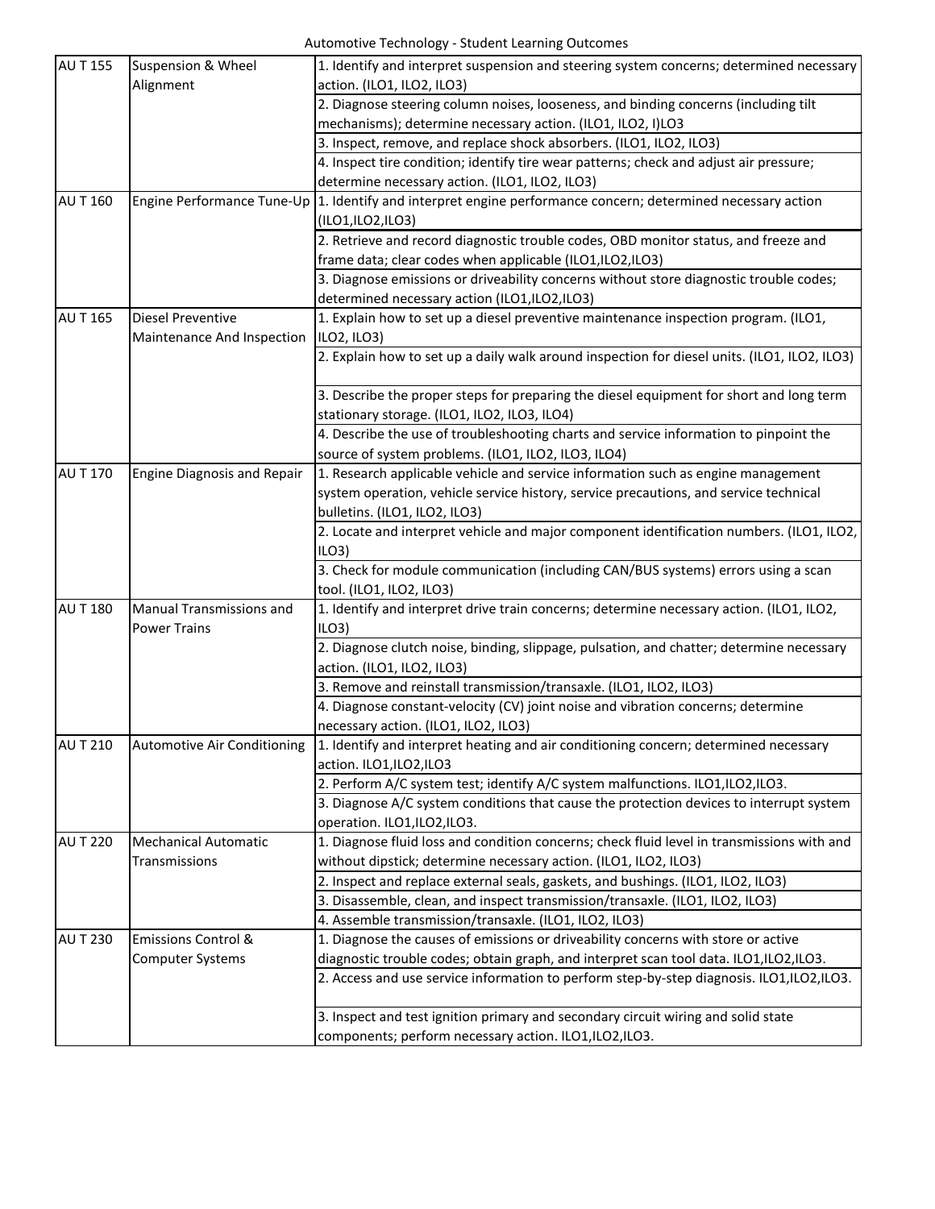Automotive Technology - Student Learning Outcomes

| | | |
|---|---|---|
| AU T 155 | Suspension & Wheel Alignment | 1. Identify and interpret suspension and steering system concerns; determined necessary action. (ILO1, ILO2, ILO3) |
| | | 2. Diagnose steering column noises, looseness, and binding concerns (including tilt mechanisms); determine necessary action. (ILO1, ILO2, I)LO3 |
| | | 3. Inspect, remove, and replace shock absorbers. (ILO1, ILO2, ILO3) |
| | | 4. Inspect tire condition; identify tire wear patterns; check and adjust air pressure; determine necessary action. (ILO1, ILO2, ILO3) |
| AU T 160 | Engine Performance Tune-Up | 1. Identify and interpret engine performance concern; determined necessary action (ILO1,ILO2,ILO3) |
| | | 2. Retrieve and record diagnostic trouble codes, OBD monitor status, and freeze and frame data; clear codes when applicable (ILO1,ILO2,ILO3) |
| | | 3. Diagnose emissions or driveability concerns without store diagnostic trouble codes; determined necessary action (ILO1,ILO2,ILO3) |
| AU T 165 | Diesel Preventive Maintenance And Inspection | 1. Explain how to set up a diesel preventive maintenance inspection program. (ILO1, ILO2, ILO3) |
| | | 2. Explain how to set up a daily walk around inspection for diesel units. (ILO1, ILO2, ILO3) |
| | | 3. Describe the proper steps for preparing the diesel equipment for short and long term stationary storage. (ILO1, ILO2, ILO3, ILO4) |
| | | 4. Describe the use of troubleshooting charts and service information to pinpoint the source of system problems. (ILO1, ILO2, ILO3, ILO4) |
| AU T 170 | Engine Diagnosis and Repair | 1. Research applicable vehicle and service information such as engine management system operation, vehicle service history, service precautions, and service technical bulletins. (ILO1, ILO2, ILO3) |
| | | 2. Locate and interpret vehicle and major component identification numbers. (ILO1, ILO2, ILO3) |
| | | 3. Check for module communication (including CAN/BUS systems) errors using a scan tool. (ILO1, ILO2, ILO3) |
| AU T 180 | Manual Transmissions and Power Trains | 1. Identify and interpret drive train concerns; determine necessary action. (ILO1, ILO2, ILO3) |
| | | 2. Diagnose clutch noise, binding, slippage, pulsation, and chatter; determine necessary action. (ILO1, ILO2, ILO3) |
| | | 3. Remove and reinstall transmission/transaxle. (ILO1, ILO2, ILO3) |
| | | 4. Diagnose constant-velocity (CV) joint noise and vibration concerns; determine necessary action. (ILO1, ILO2, ILO3) |
| AU T 210 | Automotive Air Conditioning | 1. Identify and interpret heating and air conditioning concern; determined necessary action. ILO1,ILO2,ILO3 |
| | | 2. Perform A/C system test; identify A/C system malfunctions. ILO1,ILO2,ILO3. |
| | | 3. Diagnose A/C system conditions that cause the protection devices to interrupt system operation. ILO1,ILO2,ILO3. |
| AU T 220 | Mechanical Automatic Transmissions | 1. Diagnose fluid loss and condition concerns; check fluid level in transmissions with and without dipstick; determine necessary action. (ILO1, ILO2, ILO3) |
| | | 2. Inspect and replace external seals, gaskets, and bushings. (ILO1, ILO2, ILO3) |
| | | 3. Disassemble, clean, and inspect transmission/transaxle. (ILO1, ILO2, ILO3) |
| | | 4. Assemble transmission/transaxle. (ILO1, ILO2, ILO3) |
| AU T 230 | Emissions Control & Computer Systems | 1. Diagnose the causes of emissions or driveability concerns with store or active diagnostic trouble codes; obtain graph, and interpret scan tool data. ILO1,ILO2,ILO3. |
| | | 2. Access and use service information to perform step-by-step diagnosis. ILO1,ILO2,ILO3. |
| | | 3. Inspect and test ignition primary and secondary circuit wiring and solid state components; perform necessary action. ILO1,ILO2,ILO3. |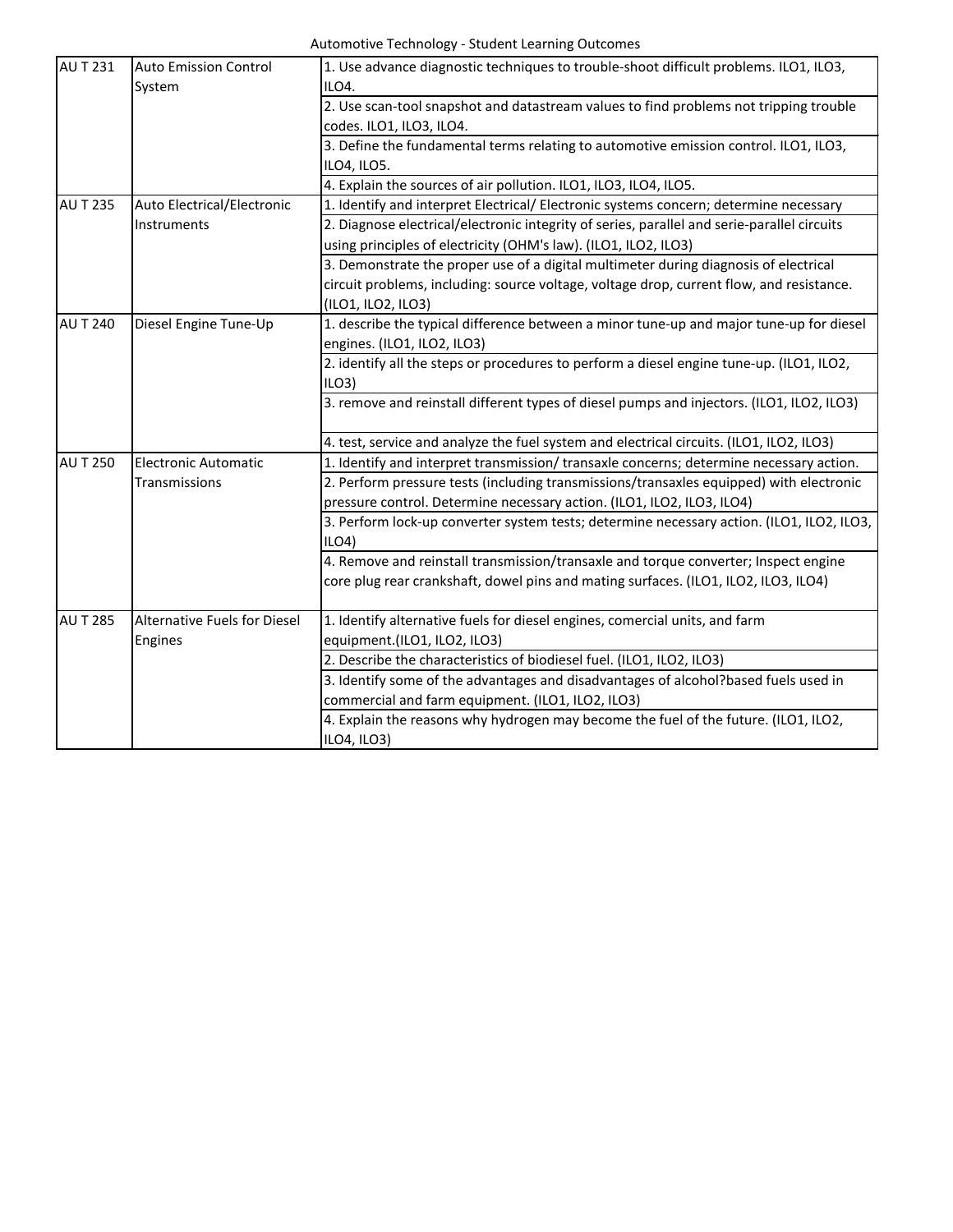| | | |
|---|---|---|
| AU T 231 | Auto Emission Control System | 1. Use advance diagnostic techniques to trouble-shoot difficult problems. ILO1, ILO3, ILO4. |
| | | 2. Use scan-tool snapshot and datastream values to find problems not tripping trouble codes. ILO1, ILO3, ILO4. |
| | | 3. Define the fundamental terms relating to automotive emission control. ILO1, ILO3, ILO4, ILO5. |
| | | 4. Explain the sources of air pollution. ILO1, ILO3, ILO4, ILO5. |
| AU T 235 | Auto Electrical/Electronic Instruments | 1. Identify and interpret Electrical/ Electronic systems concern; determine necessary |
| | | 2. Diagnose electrical/electronic integrity of series, parallel and serie-parallel circuits using principles of electricity (OHM's law). (ILO1, ILO2, ILO3) |
| | | 3. Demonstrate the proper use of a digital multimeter during diagnosis of electrical circuit problems, including: source voltage, voltage drop, current flow, and resistance. (ILO1, ILO2, ILO3) |
| AU T 240 | Diesel Engine Tune-Up | 1. describe the typical difference between a minor tune-up and major tune-up for diesel engines. (ILO1, ILO2, ILO3) |
| | | 2. identify all the steps or procedures to perform a diesel engine tune-up. (ILO1, ILO2, ILO3) |
| | | 3. remove and reinstall different types of diesel pumps and injectors. (ILO1, ILO2, ILO3) |
| | | 4. test, service and analyze the fuel system and electrical circuits. (ILO1, ILO2, ILO3) |
| AU T 250 | Electronic Automatic Transmissions | 1. Identify and interpret transmission/ transaxle concerns; determine necessary action. |
| | | 2. Perform pressure tests (including transmissions/transaxles equipped) with electronic pressure control. Determine necessary action. (ILO1, ILO2, ILO3, ILO4) |
| | | 3. Perform lock-up converter system tests; determine necessary action. (ILO1, ILO2, ILO3, ILO4) |
| | | 4. Remove and reinstall transmission/transaxle and torque converter; Inspect engine core plug rear crankshaft, dowel pins and mating surfaces. (ILO1, ILO2, ILO3, ILO4) |
| AU T 285 | Alternative Fuels for Diesel Engines | 1. Identify alternative fuels for diesel engines, comercial units, and farm equipment.(ILO1, ILO2, ILO3) |
| | | 2. Describe the characteristics of biodiesel fuel. (ILO1, ILO2, ILO3) |
| | | 3. Identify some of the advantages and disadvantages of alcohol?based fuels used in commercial and farm equipment. (ILO1, ILO2, ILO3) |
| | | 4. Explain the reasons why hydrogen may become the fuel of the future. (ILO1, ILO2, ILO4, ILO3) |